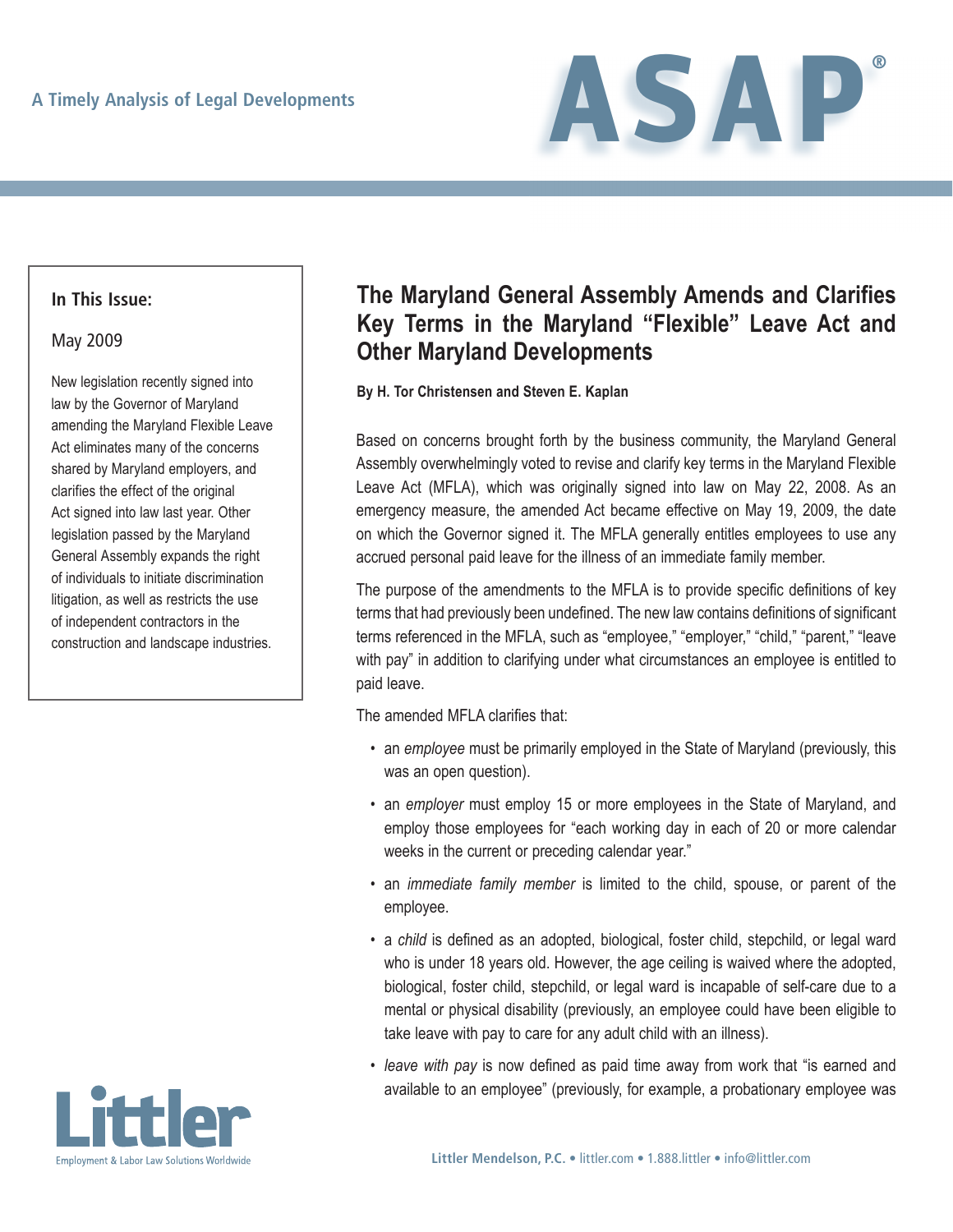A Timely Analysis of Legal Developments

# ASAP®

**In This Issue:**

May 2009

New legislation recently signed into law by the Governor of Maryland amending the Maryland Flexible Leave Act eliminates many of the concerns shared by Maryland employers, and clarifies the effect of the original Act signed into law last year. Other legislation passed by the Maryland General Assembly expands the right of individuals to initiate discrimination litigation, as well as restricts the use of independent contractors in the construction and landscape industries.

## The Maryland General Assembly Amends and Clarifies Key Terms in the Maryland "Flexible" Leave Act and Other Maryland Developments

**By H. Tor Christensen and Steven E. Kaplan**

Based on concerns brought forth by the business community, the Maryland General Assembly overwhelmingly voted to revise and clarify key terms in the Maryland Flexible Leave Act (MFLA), which was originally signed into law on May 22, 2008. As an emergency measure, the amended Act became effective on May 19, 2009, the date on which the Governor signed it. The MFLA generally entitles employees to use any accrued personal paid leave for the illness of an immediate family member.

The purpose of the amendments to the MFLA is to provide specific definitions of key terms that had previously been undefined. The new law contains definitions of significant terms referenced in the MFLA, such as "employee," "employer," "child," "parent," "leave with pay" in addition to clarifying under what circumstances an employee is entitled to paid leave.

The amended MFLA clarifies that:

- an *employee* must be primarily employed in the State of Maryland (previously, this was an open question).
- an *employer* must employ 15 or more employees in the State of Maryland, and employ those employees for "each working day in each of 20 or more calendar weeks in the current or preceding calendar year."
- an *immediate family member* is limited to the child, spouse, or parent of the employee.
- a *child* is defined as an adopted, biological, foster child, stepchild, or legal ward who is under 18 years old. However, the age ceiling is waived where the adopted, biological, foster child, stepchild, or legal ward is incapable of self-care due to a mental or physical disability (previously, an employee could have been eligible to take leave with pay to care for any adult child with an illness).
- *leave with pay* is now defined as paid time away from work that "is earned and available to an employee" (previously, for example, a probationary employee was

Littler
Employment & Labor Law Solutions Worldwide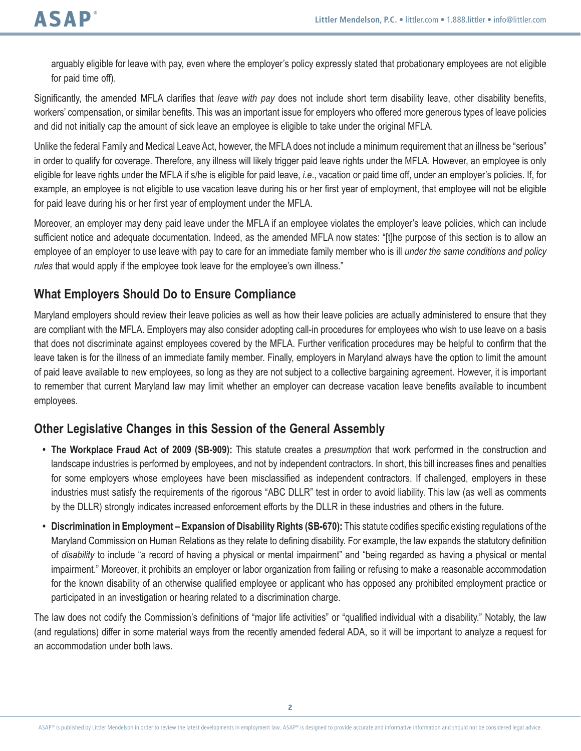arguably eligible for leave with pay, even where the employer's policy expressly stated that probationary employees are not eligible for paid time off).

Significantly, the amended MFLA clarifies that *leave with pay* does not include short term disability leave, other disability benefits, workers' compensation, or similar benefits. This was an important issue for employers who offered more generous types of leave policies and did not initially cap the amount of sick leave an employee is eligible to take under the original MFLA.

Unlike the federal Family and Medical Leave Act, however, the MFLA does not include a minimum requirement that an illness be "serious" in order to qualify for coverage. Therefore, any illness will likely trigger paid leave rights under the MFLA. However, an employee is only eligible for leave rights under the MFLA if s/he is eligible for paid leave, *i.e*., vacation or paid time off, under an employer's policies. If, for example, an employee is not eligible to use vacation leave during his or her first year of employment, that employee will not be eligible for paid leave during his or her first year of employment under the MFLA.

Moreover, an employer may deny paid leave under the MFLA if an employee violates the employer's leave policies, which can include sufficient notice and adequate documentation. Indeed, as the amended MFLA now states: "[t]he purpose of this section is to allow an employee of an employer to use leave with pay to care for an immediate family member who is ill *under the same conditions and policy rules* that would apply if the employee took leave for the employee's own illness."

## What Employers Should Do to Ensure Compliance

Maryland employers should review their leave policies as well as how their leave policies are actually administered to ensure that they are compliant with the MFLA. Employers may also consider adopting call-in procedures for employees who wish to use leave on a basis that does not discriminate against employees covered by the MFLA. Further verification procedures may be helpful to confirm that the leave taken is for the illness of an immediate family member. Finally, employers in Maryland always have the option to limit the amount of paid leave available to new employees, so long as they are not subject to a collective bargaining agreement. However, it is important to remember that current Maryland law may limit whether an employer can decrease vacation leave benefits available to incumbent employees.

## Other Legislative Changes in this Session of the General Assembly

- **The Workplace Fraud Act of 2009 (SB-909):** This statute creates a *presumption* that work performed in the construction and landscape industries is performed by employees, and not by independent contractors. In short, this bill increases fines and penalties for some employers whose employees have been misclassified as independent contractors. If challenged, employers in these industries must satisfy the requirements of the rigorous "ABC DLLR" test in order to avoid liability. This law (as well as comments by the DLLR) strongly indicates increased enforcement efforts by the DLLR in these industries and others in the future.
- **Discrimination in Employment – Expansion of Disability Rights (SB-670):** This statute codifies specific existing regulations of the Maryland Commission on Human Relations as they relate to defining disability. For example, the law expands the statutory definition of *disability* to include "a record of having a physical or mental impairment" and "being regarded as having a physical or mental impairment." Moreover, it prohibits an employer or labor organization from failing or refusing to make a reasonable accommodation for the known disability of an otherwise qualified employee or applicant who has opposed any prohibited employment practice or participated in an investigation or hearing related to a discrimination charge.

The law does not codify the Commission's definitions of "major life activities" or "qualified individual with a disability." Notably, the law (and regulations) differ in some material ways from the recently amended federal ADA, so it will be important to analyze a request for an accommodation under both laws.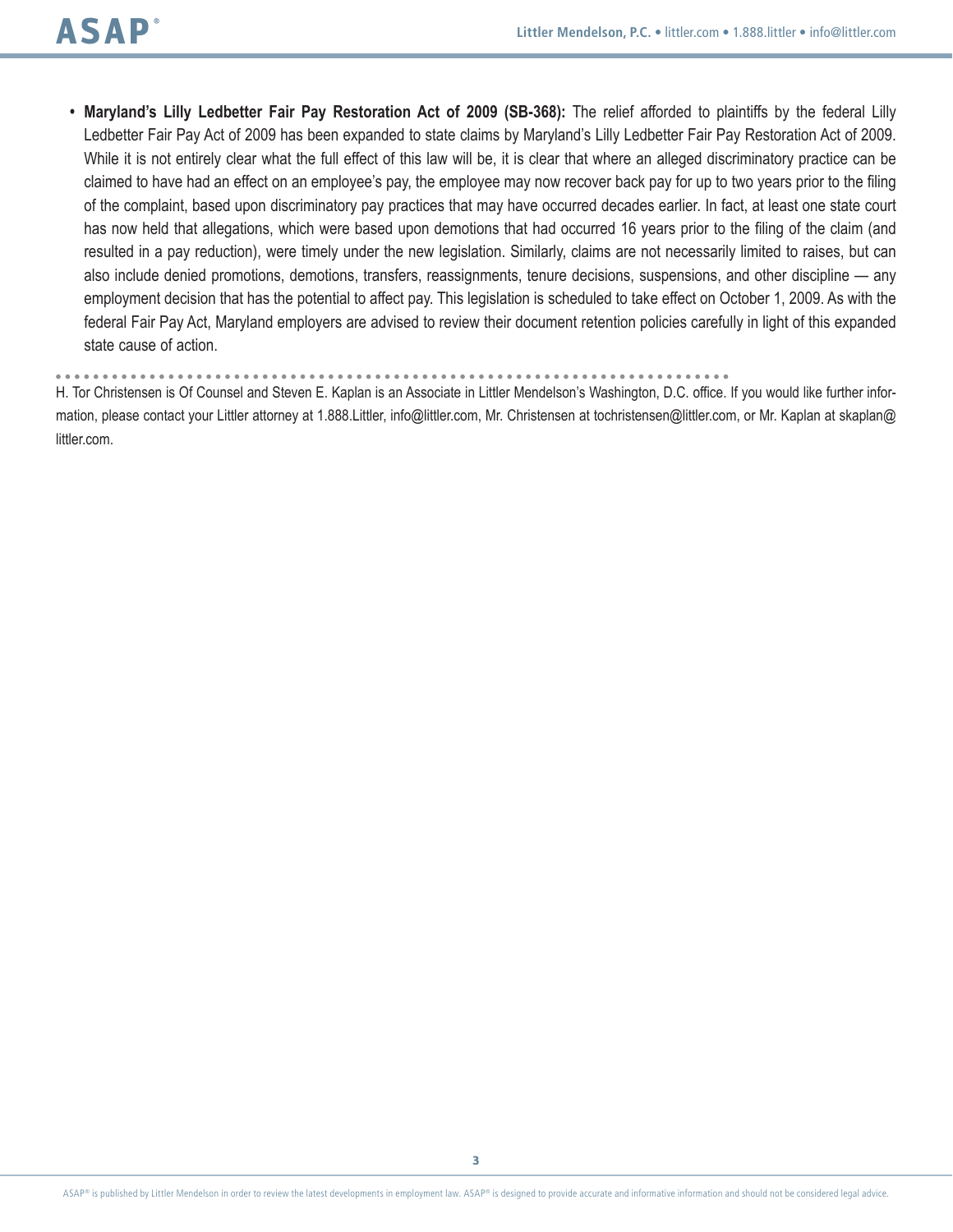- **Maryland's Lilly Ledbetter Fair Pay Restoration Act of 2009 (SB-368):** The relief afforded to plaintiffs by the federal Lilly Ledbetter Fair Pay Act of 2009 has been expanded to state claims by Maryland's Lilly Ledbetter Fair Pay Restoration Act of 2009. While it is not entirely clear what the full effect of this law will be, it is clear that where an alleged discriminatory practice can be claimed to have had an effect on an employee's pay, the employee may now recover back pay for up to two years prior to the filing of the complaint, based upon discriminatory pay practices that may have occurred decades earlier. In fact, at least one state court has now held that allegations, which were based upon demotions that had occurred 16 years prior to the filing of the claim (and resulted in a pay reduction), were timely under the new legislation. Similarly, claims are not necessarily limited to raises, but can also include denied promotions, demotions, transfers, reassignments, tenure decisions, suspensions, and other discipline — any employment decision that has the potential to affect pay. This legislation is scheduled to take effect on October 1, 2009. As with the federal Fair Pay Act, Maryland employers are advised to review their document retention policies carefully in light of this expanded state cause of action.

---

H. Tor Christensen is Of Counsel and Steven E. Kaplan is an Associate in Littler Mendelson's Washington, D.C. office. If you would like further information, please contact your Littler attorney at 1.888.Littler, info@littler.com, Mr. Christensen at tochristensen@littler.com, or Mr. Kaplan at skaplan@littler.com.

ASAP® is published by Littler Mendelson in order to review the latest developments in employment law. ASAP® is designed to provide accurate and informative information and should not be considered legal advice.